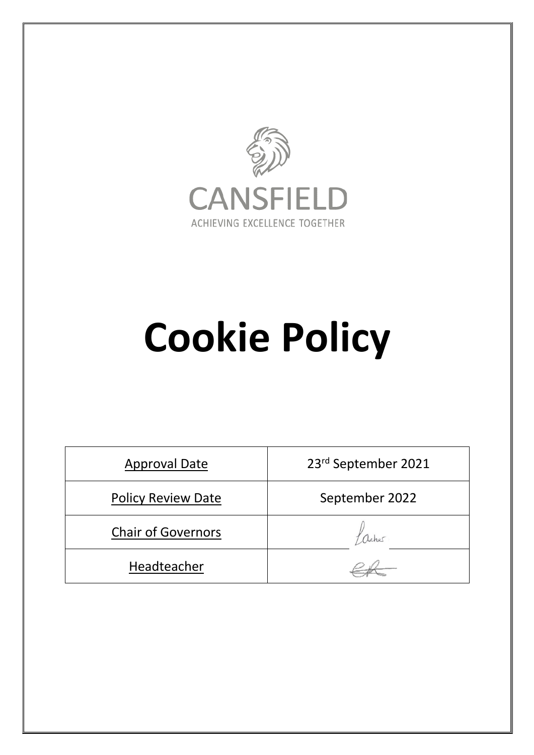CANSFIELD

ACHIEVING EXCELLENCE TOGETHER

# Cookie Policy

| Approval Date | 23rd September 2021 |
|---|---|
| Policy Review Date | September 2022 |
| Chair of Governors | |
| Headteacher | |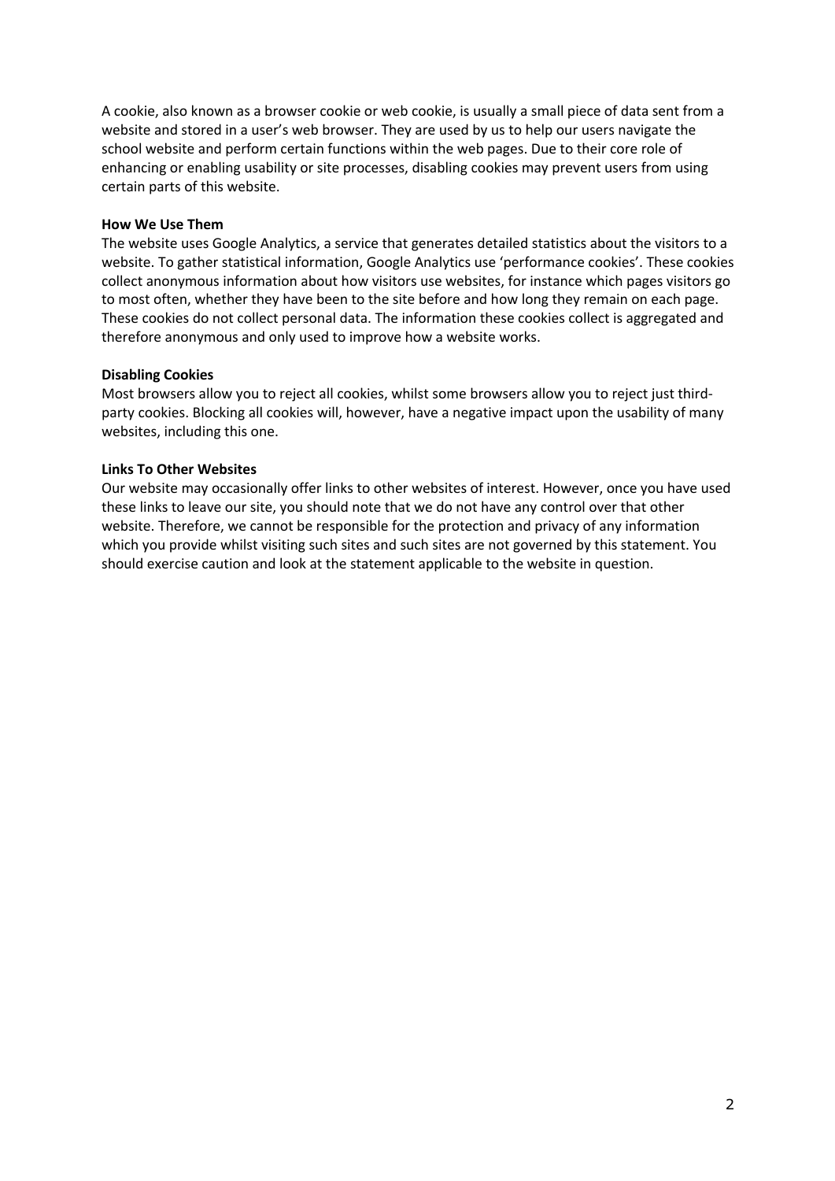A cookie, also known as a browser cookie or web cookie, is usually a small piece of data sent from a website and stored in a user's web browser. They are used by us to help our users navigate the school website and perform certain functions within the web pages. Due to their core role of enhancing or enabling usability or site processes, disabling cookies may prevent users from using certain parts of this website.

**How We Use Them**

The website uses Google Analytics, a service that generates detailed statistics about the visitors to a website. To gather statistical information, Google Analytics use 'performance cookies'. These cookies collect anonymous information about how visitors use websites, for instance which pages visitors go to most often, whether they have been to the site before and how long they remain on each page. These cookies do not collect personal data. The information these cookies collect is aggregated and therefore anonymous and only used to improve how a website works.

**Disabling Cookies**

Most browsers allow you to reject all cookies, whilst some browsers allow you to reject just third-party cookies. Blocking all cookies will, however, have a negative impact upon the usability of many websites, including this one.

**Links To Other Websites**

Our website may occasionally offer links to other websites of interest. However, once you have used these links to leave our site, you should note that we do not have any control over that other website. Therefore, we cannot be responsible for the protection and privacy of any information which you provide whilst visiting such sites and such sites are not governed by this statement. You should exercise caution and look at the statement applicable to the website in question.